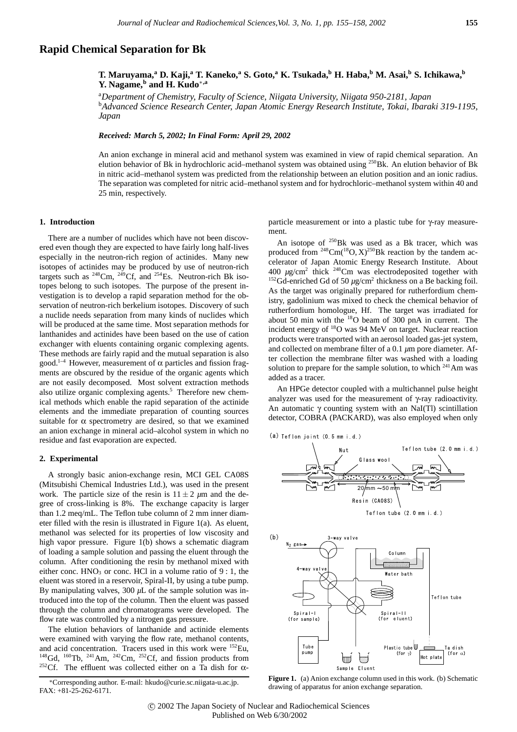# Rapid Chemical Separation for Bk

**T. Maruyama,[a] D. Kaji,[a] T. Kaneko,[a] S. Goto,[a] K. Tsukada,[b] H. Haba,[b] M. Asai,[b] S. Ichikawa,[b] Y. Nagame,[b] and H. Kudo*,[a]**

[a]*Department of Chemistry, Faculty of Science, Niigata University, Niigata 950-2181, Japan*
[b]*Advanced Science Research Center, Japan Atomic Energy Research Institute, Tokai, Ibaraki 319-1195, Japan*

***Received: March 5, 2002; In Final Form: April 29, 2002***

An anion exchange in mineral acid and methanol system was examined in view of rapid chemical separation. An elution behavior of Bk in hydrochloric acid–methanol system was obtained using $^{250}$Bk. An elution behavior of Bk in nitric acid–methanol system was predicted from the relationship between an elution position and an ionic radius. The separation was completed for nitric acid–methanol system and for hydrochloric–methanol system within 40 and 25 min, respectively.

## 1. Introduction

There are a number of nuclides which have not been discovered even though they are expected to have fairly long half-lives especially in the neutron-rich region of actinides. Many new isotopes of actinides may be produced by use of neutron-rich targets such as $^{248}$Cm, $^{249}$Cf, and $^{254}$Es. Neutron-rich Bk isotopes belong to such isotopes. The purpose of the present investigation is to develop a rapid separation method for the observation of neutron-rich berkelium isotopes. Discovery of such a nuclide needs separation from many kinds of nuclides which will be produced at the same time. Most separation methods for lanthanides and actinides have been based on the use of cation exchanger with eluents containing organic complexing agents. These methods are fairly rapid and the mutual separation is also good.[1–4] However, measurement of $\alpha$ particles and fission fragments are obscured by the residue of the organic agents which are not easily decomposed. Most solvent extraction methods also utilize organic complexing agents.[5] Therefore new chemical methods which enable the rapid separation of the actinide elements and the immediate preparation of counting sources suitable for $\alpha$ spectrometry are desired, so that we examined an anion exchange in mineral acid–alcohol system in which no residue and fast evaporation are expected.

## 2. Experimental

A strongly basic anion-exchange resin, MCI GEL CA08S (Mitsubishi Chemical Industries Ltd.), was used in the present work. The particle size of the resin is $11 \pm 2$ $\mu$m and the degree of cross-linking is 8%. The exchange capacity is larger than 1.2 meq/mL. The Teflon tube column of 2 mm inner diameter filled with the resin is illustrated in Figure 1(a). As eluent, methanol was selected for its properties of low viscosity and high vapor pressure. Figure 1(b) shows a schematic diagram of loading a sample solution and passing the eluent through the column. After conditioning the resin by methanol mixed with either conc. $HNO_3$ or conc. HCl in a volume ratio of 9 : 1, the eluent was stored in a reservoir, Spiral-II, by using a tube pump. By manipulating valves, 300 $\mu$L of the sample solution was introduced into the top of the column. Then the eluent was passed through the column and chromatograms were developed. The flow rate was controlled by a nitrogen gas pressure.

The elution behaviors of lanthanide and actinide elements were examined with varying the flow rate, methanol contents, and acid concentration. Tracers used in this work were $^{152}$Eu, $^{148}$Gd, $^{160}$Tb, $^{241}$Am, $^{242}$Cm, $^{252}$Cf, and fission products from $^{252}$Cf. The effluent was collected either on a Ta dish for $\alpha$-particle measurement or into a plastic tube for $\gamma$-ray measurement.

An isotope of $^{250}$Bk was used as a Bk tracer, which was produced from $^{248}$Cm($^{18}$O, X)$^{250}$Bk reaction by the tandem accelerator of Japan Atomic Energy Research Institute. About 400 $\mu$g/cm$^2$ thick $^{248}$Cm was electrodeposited together with $^{152}$Gd-enriched Gd of 50 $\mu$g/cm$^2$ thickness on a Be backing foil. As the target was originally prepared for rutherfordium chemistry, gadolinium was mixed to check the chemical behavior of rutherfordium homologue, Hf. The target was irradiated for about 50 min with the $^{18}$O beam of 300 pnA in current. The incident energy of $^{18}$O was 94 MeV on target. Nuclear reaction products were transported with an aerosol loaded gas-jet system, and collected on membrane filter of a 0.1 $\mu$m pore diameter. After collection the membrane filter was washed with a loading solution to prepare for the sample solution, to which $^{241}$Am was added as a tracer.

An HPGe detector coupled with a multichannel pulse height analyzer was used for the measurement of $\gamma$-ray radioactivity. An automatic $\gamma$ counting system with an NaI(Tl) scintillation detector, COBRA (PACKARD), was also employed when only

**Figure 1.** (a) Anion exchange column used in this work. (b) Schematic drawing of apparatus for anion exchange separation.

*Corresponding author. E-mail: hkudo@curie.sc.niigata-u.ac.jp. FAX: +81-25-262-6171.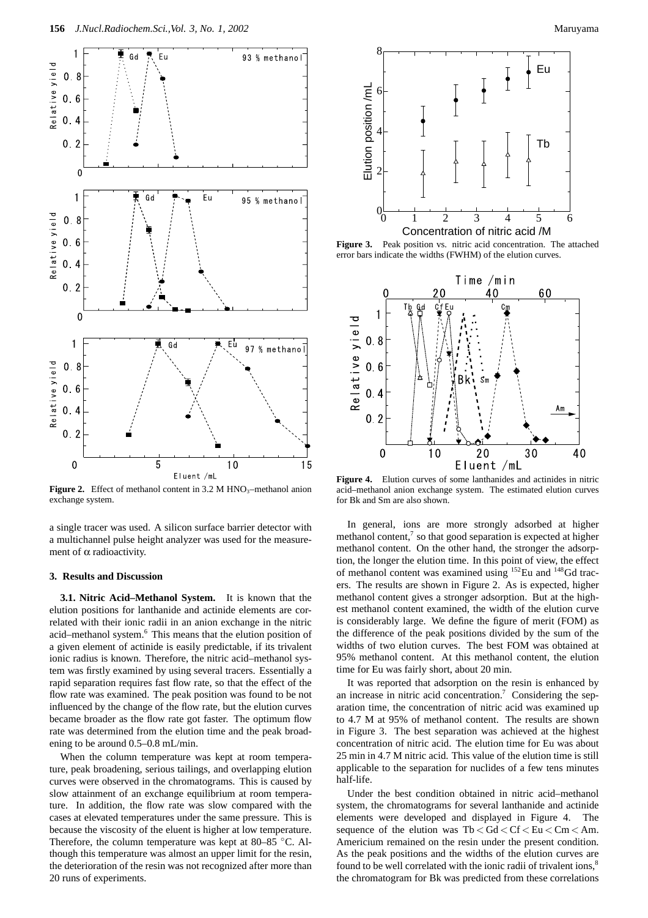Figure 2. Effect of methanol content in 3.2 M $HNO_3$–methanol anion exchange system.

a single tracer was used. A silicon surface barrier detector with a multichannel pulse height analyzer was used for the measurement of α radioactivity.

### 3. Results and Discussion

**3.1. Nitric Acid–Methanol System.** It is known that the elution positions for lanthanide and actinide elements are correlated with their ionic radii in an anion exchange in the nitric acid–methanol system.[6] This means that the elution position of a given element of actinide is easily predictable, if its trivalent ionic radius is known. Therefore, the nitric acid–methanol system was firstly examined by using several tracers. Essentially a rapid separation requires fast flow rate, so that the effect of the flow rate was examined. The peak position was found to be not influenced by the change of the flow rate, but the elution curves became broader as the flow rate got faster. The optimum flow rate was determined from the elution time and the peak broadening to be around 0.5–0.8 mL/min.

When the column temperature was kept at room temperature, peak broadening, serious tailings, and overlapping elution curves were observed in the chromatograms. This is caused by slow attainment of an exchange equilibrium at room temperature. In addition, the flow rate was slow compared with the cases at elevated temperatures under the same pressure. This is because the viscosity of the eluent is higher at low temperature. Therefore, the column temperature was kept at 80–85 °C. Although this temperature was almost an upper limit for the resin, the deterioration of the resin was not recognized after more than 20 runs of experiments.

Figure 3. Peak position vs. nitric acid concentration. The attached error bars indicate the widths (FWHM) of the elution curves.

Figure 4. Elution curves of some lanthanides and actinides in nitric acid–methanol anion exchange system. The estimated elution curves for Bk and Sm are also shown.

In general, ions are more strongly adsorbed at higher methanol content,[7] so that good separation is expected at higher methanol content. On the other hand, the stronger the adsorption, the longer the elution time. In this point of view, the effect of methanol content was examined using $^{152}$Eu and $^{148}$Gd tracers. The results are shown in Figure 2. As is expected, higher methanol content gives a stronger adsorption. But at the highest methanol content examined, the width of the elution curve is considerably large. We define the figure of merit (FOM) as the difference of the peak positions divided by the sum of the widths of two elution curves. The best FOM was obtained at 95% methanol content. At this methanol content, the elution time for Eu was fairly short, about 20 min.

It was reported that adsorption on the resin is enhanced by an increase in nitric acid concentration.[7] Considering the separation time, the concentration of nitric acid was examined up to 4.7 M at 95% of methanol content. The results are shown in Figure 3. The best separation was achieved at the highest concentration of nitric acid. The elution time for Eu was about 25 min in 4.7 M nitric acid. This value of the elution time is still applicable to the separation for nuclides of a few tens minutes half-life.

Under the best condition obtained in nitric acid–methanol system, the chromatograms for several lanthanide and actinide elements were developed and displayed in Figure 4. The sequence of the elution was Tb < Gd < Cf < Eu < Cm < Am. Americium remained on the resin under the present condition. As the peak positions and the widths of the elution curves are found to be well correlated with the ionic radii of trivalent ions,[8] the chromatogram for Bk was predicted from these correlations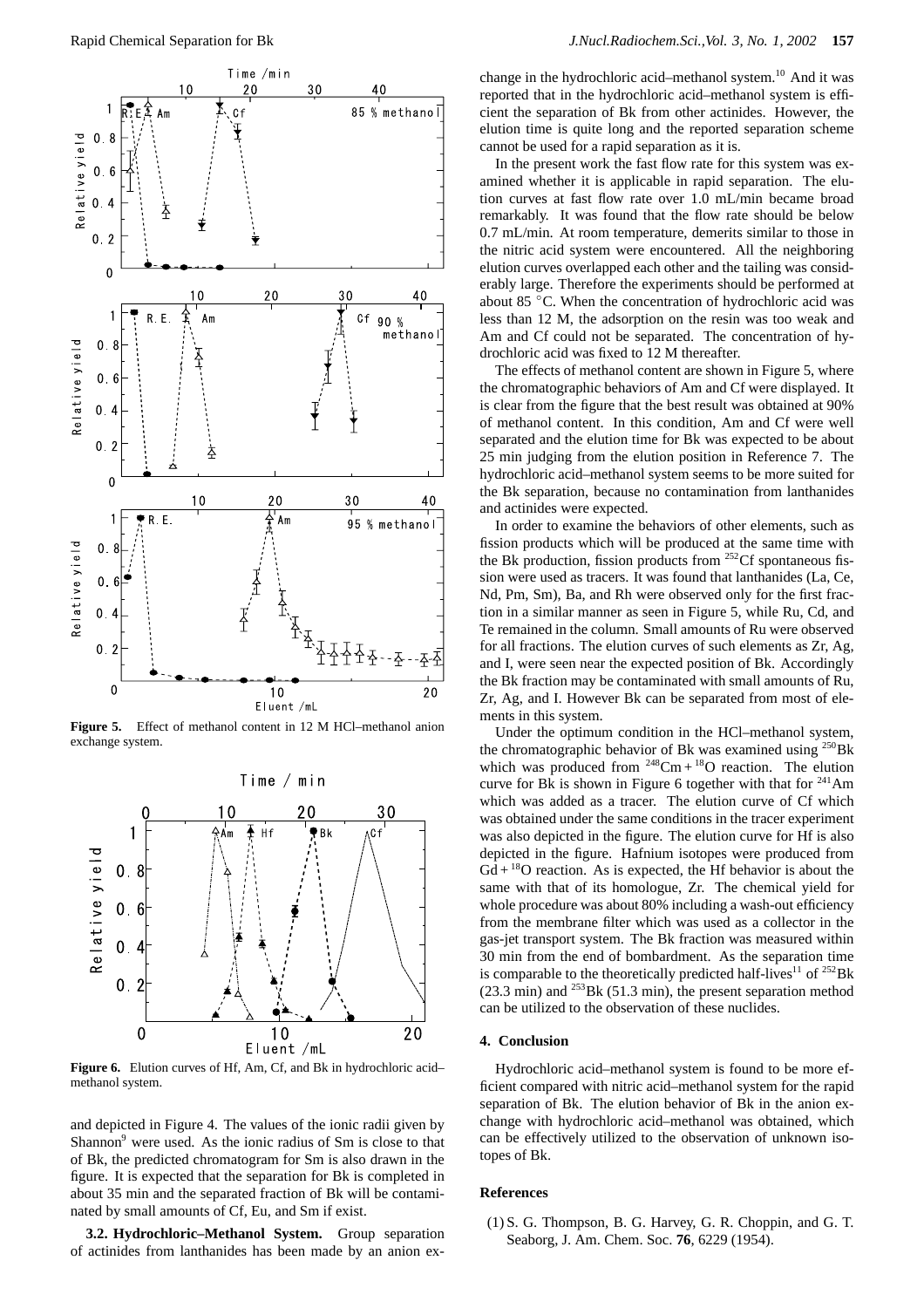**Figure 5.** Effect of methanol content in 12 M HCl–methanol anion exchange system.

**Figure 6.** Elution curves of Hf, Am, Cf, and Bk in hydrochloric acid–methanol system.

and depicted in Figure 4. The values of the ionic radii given by Shannon[9] were used. As the ionic radius of Sm is close to that of Bk, the predicted chromatogram for Sm is also drawn in the figure. It is expected that the separation for Bk is completed in about 35 min and the separated fraction of Bk will be contaminated by small amounts of Cf, Eu, and Sm if exist.

**3.2. Hydrochloric–Methanol System.** Group separation of actinides from lanthanides has been made by an anion exchange in the hydrochloric acid–methanol system.[10] And it was reported that in the hydrochloric acid–methanol system is efficient the separation of Bk from other actinides. However, the elution time is quite long and the reported separation scheme cannot be used for a rapid separation as it is.

In the present work the fast flow rate for this system was examined whether it is applicable in rapid separation. The elution curves at fast flow rate over 1.0 mL/min became broad remarkably. It was found that the flow rate should be below 0.7 mL/min. At room temperature, demerits similar to those in the nitric acid system were encountered. All the neighboring elution curves overlapped each other and the tailing was considerably large. Therefore the experiments should be performed at about 85 °C. When the concentration of hydrochloric acid was less than 12 M, the adsorption on the resin was too weak and Am and Cf could not be separated. The concentration of hydrochloric acid was fixed to 12 M thereafter.

The effects of methanol content are shown in Figure 5, where the chromatographic behaviors of Am and Cf were displayed. It is clear from the figure that the best result was obtained at 90% of methanol content. In this condition, Am and Cf were well separated and the elution time for Bk was expected to be about 25 min judging from the elution position in Reference 7. The hydrochloric acid–methanol system seems to be more suited for the Bk separation, because no contamination from lanthanides and actinides were expected.

In order to examine the behaviors of other elements, such as fission products which will be produced at the same time with the Bk production, fission products from $^{252}$Cf spontaneous fission were used as tracers. It was found that lanthanides (La, Ce, Nd, Pm, Sm), Ba, and Rh were observed only for the first fraction in a similar manner as seen in Figure 5, while Ru, Cd, and Te remained in the column. Small amounts of Ru were observed for all fractions. The elution curves of such elements as Zr, Ag, and I, were seen near the expected position of Bk. Accordingly the Bk fraction may be contaminated with small amounts of Ru, Zr, Ag, and I. However Bk can be separated from most of elements in this system.

Under the optimum condition in the HCl–methanol system, the chromatographic behavior of Bk was examined using $^{250}$Bk which was produced from $^{248}$Cm + $^{18}$O reaction. The elution curve for Bk is shown in Figure 6 together with that for $^{241}$Am which was added as a tracer. The elution curve of Cf which was obtained under the same conditions in the tracer experiment was also depicted in the figure. The elution curve for Hf is also depicted in the figure. Hafnium isotopes were produced from Gd + $^{18}$O reaction. As is expected, the Hf behavior is about the same with that of its homologue, Zr. The chemical yield for whole procedure was about 80% including a wash-out efficiency from the membrane filter which was used as a collector in the gas-jet transport system. The Bk fraction was measured within 30 min from the end of bombardment. As the separation time is comparable to the theoretically predicted half-lives[11] of $^{252}$Bk (23.3 min) and $^{253}$Bk (51.3 min), the present separation method can be utilized to the observation of these nuclides.

## 4. Conclusion

Hydrochloric acid–methanol system is found to be more efficient compared with nitric acid–methanol system for the rapid separation of Bk. The elution behavior of Bk in the anion exchange with hydrochloric acid–methanol was obtained, which can be effectively utilized to the observation of unknown isotopes of Bk.

## References

(1) S. G. Thompson, B. G. Harvey, G. R. Choppin, and G. T. Seaborg, J. Am. Chem. Soc. **76**, 6229 (1954).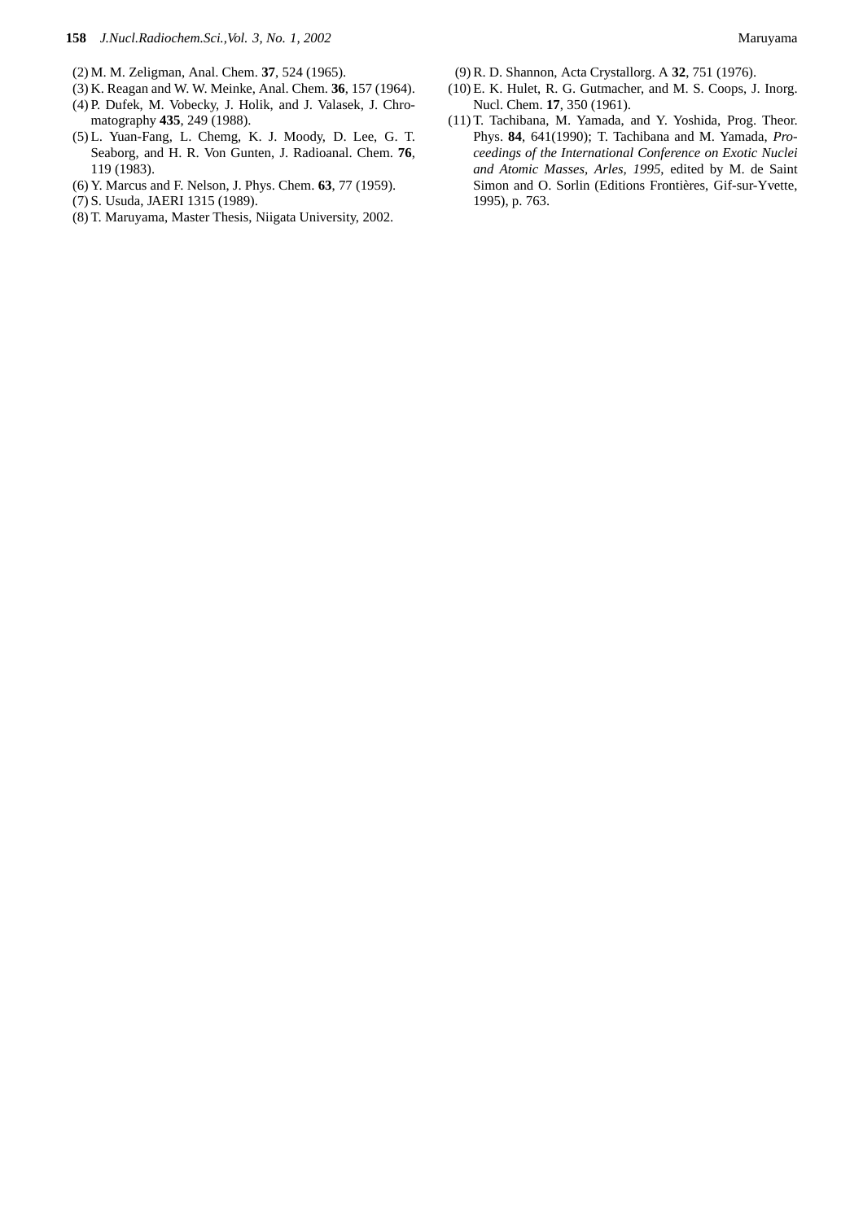(2) M. M. Zeligman, Anal. Chem. **37**, 524 (1965).

(3) K. Reagan and W. W. Meinke, Anal. Chem. **36**, 157 (1964).

(4) P. Dufek, M. Vobecky, J. Holik, and J. Valasek, J. Chromatography **435**, 249 (1988).

(5) L. Yuan-Fang, L. Chemg, K. J. Moody, D. Lee, G. T. Seaborg, and H. R. Von Gunten, J. Radioanal. Chem. **76**, 119 (1983).

(6) Y. Marcus and F. Nelson, J. Phys. Chem. **63**, 77 (1959).

(7) S. Usuda, JAERI 1315 (1989).

(8) T. Maruyama, Master Thesis, Niigata University, 2002.

(9) R. D. Shannon, Acta Crystallorg. A **32**, 751 (1976).

(10) E. K. Hulet, R. G. Gutmacher, and M. S. Coops, J. Inorg. Nucl. Chem. **17**, 350 (1961).

(11) T. Tachibana, M. Yamada, and Y. Yoshida, Prog. Theor. Phys. **84**, 641(1990); T. Tachibana and M. Yamada, *Proceedings of the International Conference on Exotic Nuclei and Atomic Masses, Arles, 1995*, edited by M. de Saint Simon and O. Sorlin (Editions Frontières, Gif-sur-Yvette, 1995), p. 763.